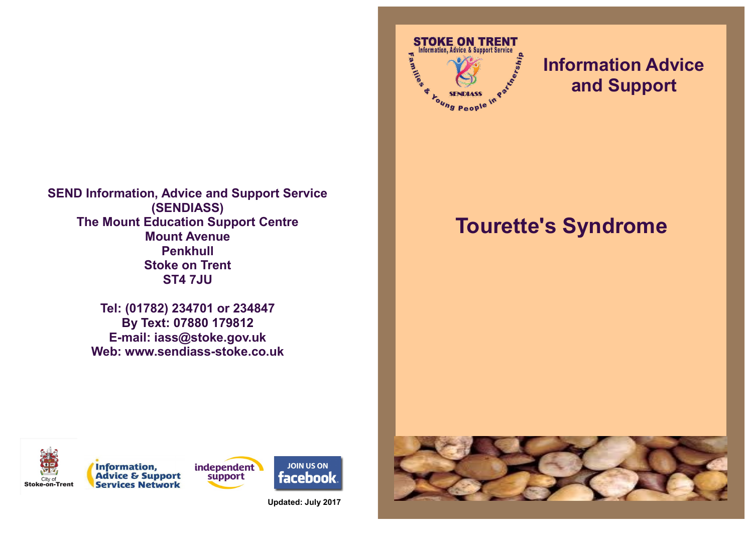SEND Information, Advice and Support Service (SENDIASS)
The Mount Education Support Centre
Mount Avenue
Penkhull
Stoke on Trent
ST4 7JU

Tel: (01782) 234701 or 234847
By Text: 07880 179812
E-mail: iass@stoke.gov.uk
Web: www.sendiass-stoke.co.uk

City of Stoke-on-Trent

Information, Advice & Support Services Network

independent support

JOIN US ON facebook

Updated: July 2017

STOKE ON TRENT
Information, Advice & Support Service
SENDIASS
Families & Young People in Partnership

## Information Advice and Support

# Tourette's Syndrome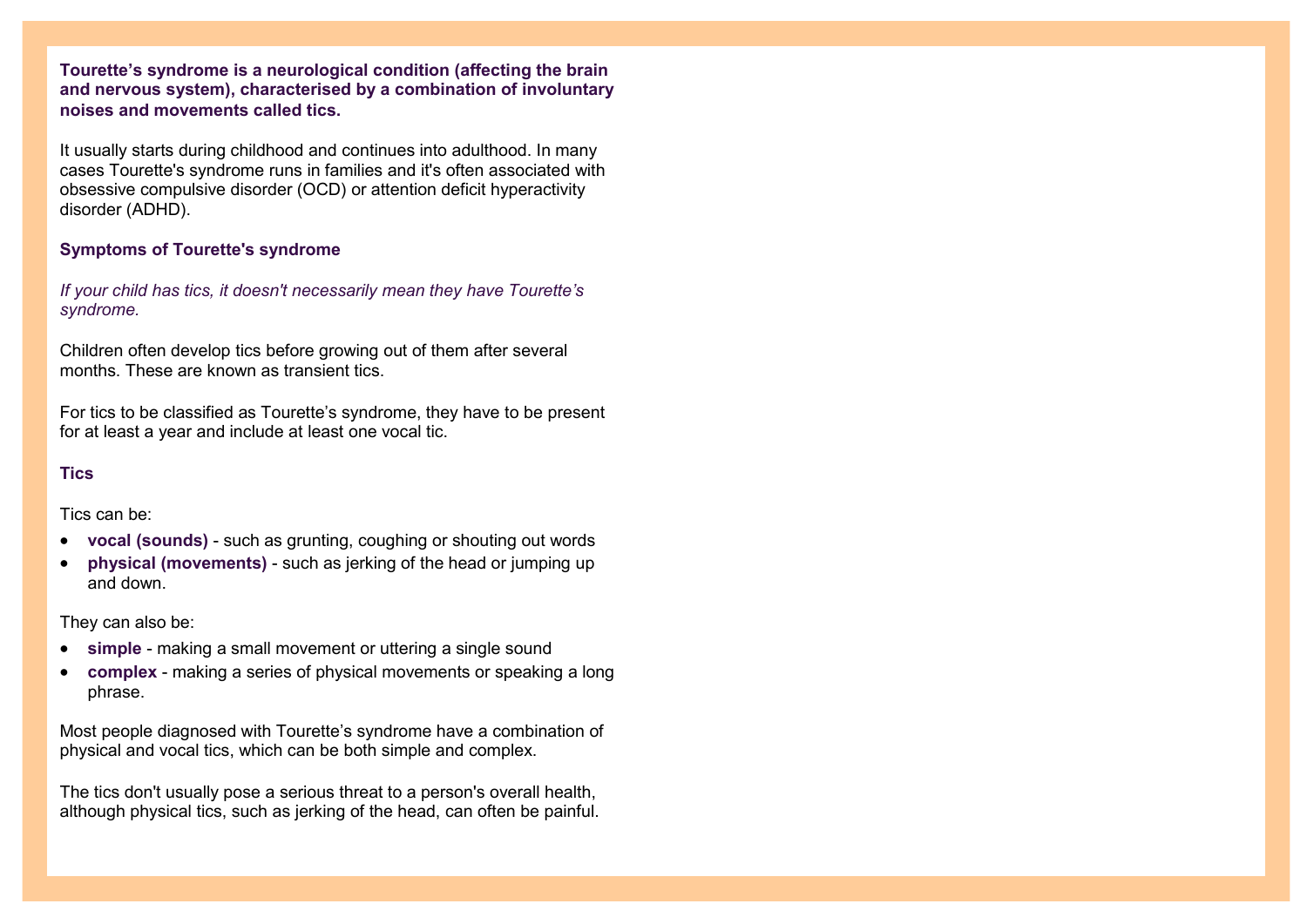**Tourette's syndrome is a neurological condition (affecting the brain and nervous system), characterised by a combination of involuntary noises and movements called tics.**

It usually starts during childhood and continues into adulthood. In many cases Tourette's syndrome runs in families and it's often associated with obsessive compulsive disorder (OCD) or attention deficit hyperactivity disorder (ADHD).

## Symptoms of Tourette's syndrome

*If your child has tics, it doesn't necessarily mean they have Tourette's syndrome.*

Children often develop tics before growing out of them after several months. These are known as transient tics.

For tics to be classified as Tourette's syndrome, they have to be present for at least a year and include at least one vocal tic.

## Tics

Tics can be:

- **vocal (sounds)** - such as grunting, coughing or shouting out words
- **physical (movements)** - such as jerking of the head or jumping up and down.

They can also be:

- **simple** - making a small movement or uttering a single sound
- **complex** - making a series of physical movements or speaking a long phrase.

Most people diagnosed with Tourette's syndrome have a combination of physical and vocal tics, which can be both simple and complex.

The tics don't usually pose a serious threat to a person's overall health, although physical tics, such as jerking of the head, can often be painful.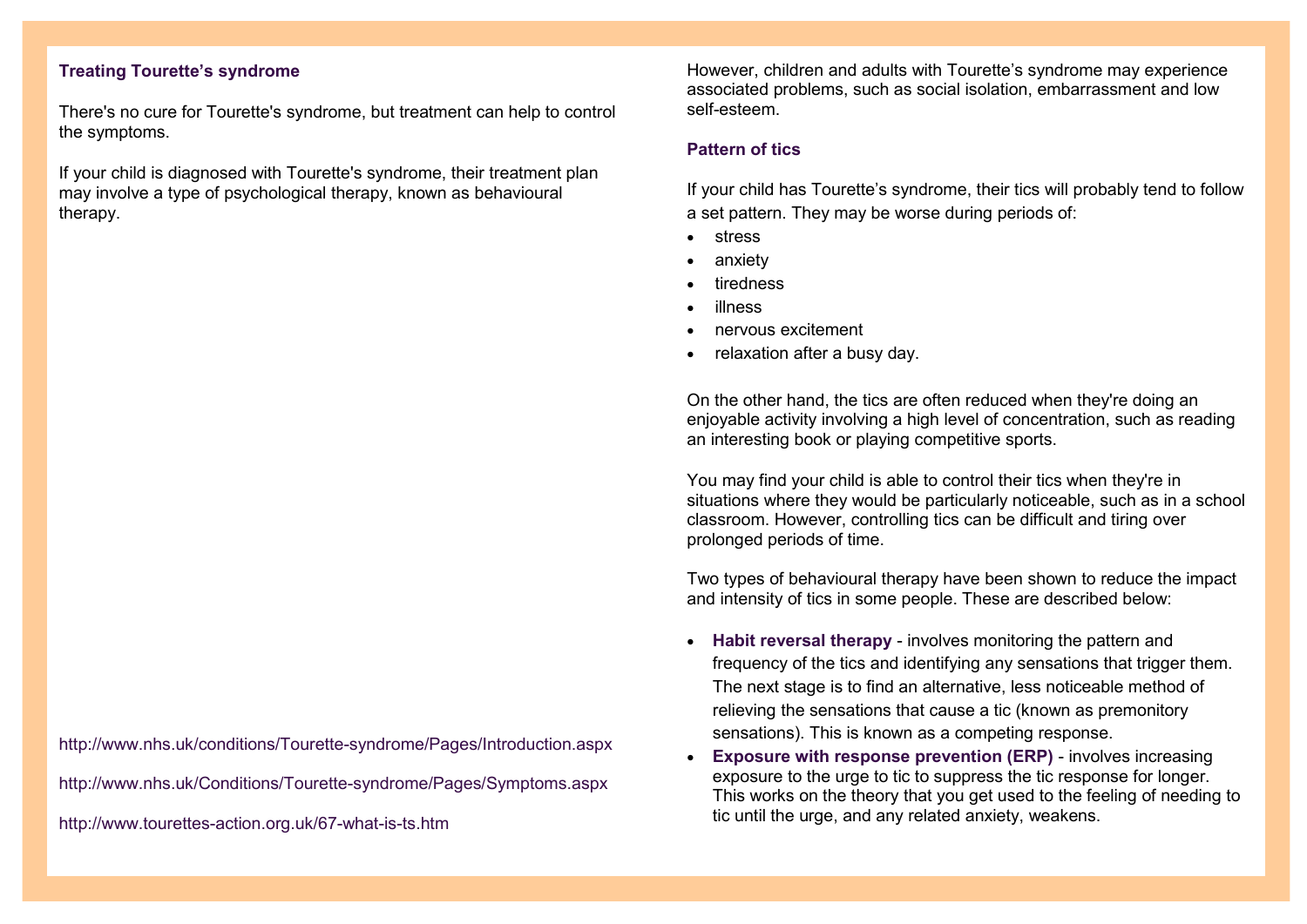## Treating Tourette's syndrome

There's no cure for Tourette's syndrome, but treatment can help to control the symptoms.

If your child is diagnosed with Tourette's syndrome, their treatment plan may involve a type of psychological therapy, known as behavioural therapy.

http://www.nhs.uk/conditions/Tourette-syndrome/Pages/Introduction.aspx

http://www.nhs.uk/Conditions/Tourette-syndrome/Pages/Symptoms.aspx

http://www.tourettes-action.org.uk/67-what-is-ts.htm

However, children and adults with Tourette's syndrome may experience associated problems, such as social isolation, embarrassment and low self-esteem.

## Pattern of tics

If your child has Tourette's syndrome, their tics will probably tend to follow a set pattern. They may be worse during periods of:

- stress
- anxiety
- tiredness
- illness
- nervous excitement
- relaxation after a busy day.

On the other hand, the tics are often reduced when they're doing an enjoyable activity involving a high level of concentration, such as reading an interesting book or playing competitive sports.

You may find your child is able to control their tics when they're in situations where they would be particularly noticeable, such as in a school classroom. However, controlling tics can be difficult and tiring over prolonged periods of time.

Two types of behavioural therapy have been shown to reduce the impact and intensity of tics in some people. These are described below:

- **Habit reversal therapy** - involves monitoring the pattern and frequency of the tics and identifying any sensations that trigger them. The next stage is to find an alternative, less noticeable method of relieving the sensations that cause a tic (known as premonitory sensations). This is known as a competing response.
- **Exposure with response prevention (ERP)** - involves increasing exposure to the urge to tic to suppress the tic response for longer. This works on the theory that you get used to the feeling of needing to tic until the urge, and any related anxiety, weakens.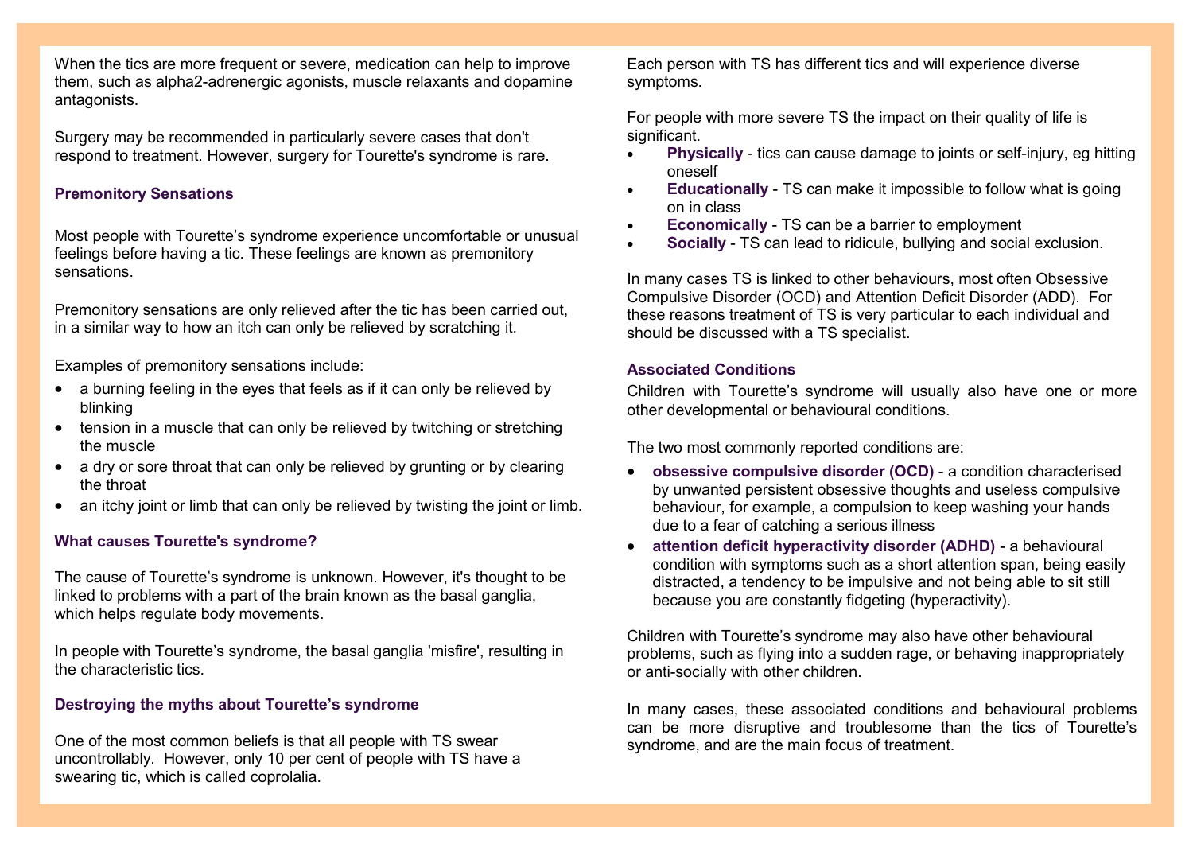When the tics are more frequent or severe, medication can help to improve them, such as alpha2-adrenergic agonists, muscle relaxants and dopamine antagonists.

Surgery may be recommended in particularly severe cases that don't respond to treatment. However, surgery for Tourette's syndrome is rare.

### Premonitory Sensations

Most people with Tourette's syndrome experience uncomfortable or unusual feelings before having a tic. These feelings are known as premonitory sensations.

Premonitory sensations are only relieved after the tic has been carried out, in a similar way to how an itch can only be relieved by scratching it.

Examples of premonitory sensations include:

- a burning feeling in the eyes that feels as if it can only be relieved by blinking
- tension in a muscle that can only be relieved by twitching or stretching the muscle
- a dry or sore throat that can only be relieved by grunting or by clearing the throat
- an itchy joint or limb that can only be relieved by twisting the joint or limb.

### What causes Tourette's syndrome?

The cause of Tourette's syndrome is unknown. However, it's thought to be linked to problems with a part of the brain known as the basal ganglia, which helps regulate body movements.

In people with Tourette's syndrome, the basal ganglia 'misfire', resulting in the characteristic tics.

### Destroying the myths about Tourette's syndrome

One of the most common beliefs is that all people with TS swear uncontrollably. However, only 10 per cent of people with TS have a swearing tic, which is called coprolalia.

Each person with TS has different tics and will experience diverse symptoms.

For people with more severe TS the impact on their quality of life is significant.

- **Physically** - tics can cause damage to joints or self-injury, eg hitting oneself
- **Educationally** - TS can make it impossible to follow what is going on in class
- **Economically** - TS can be a barrier to employment
- **Socially** - TS can lead to ridicule, bullying and social exclusion.

In many cases TS is linked to other behaviours, most often Obsessive Compulsive Disorder (OCD) and Attention Deficit Disorder (ADD). For these reasons treatment of TS is very particular to each individual and should be discussed with a TS specialist.

### Associated Conditions

Children with Tourette's syndrome will usually also have one or more other developmental or behavioural conditions.

The two most commonly reported conditions are:

- **obsessive compulsive disorder (OCD)** - a condition characterised by unwanted persistent obsessive thoughts and useless compulsive behaviour, for example, a compulsion to keep washing your hands due to a fear of catching a serious illness
- **attention deficit hyperactivity disorder (ADHD)** - a behavioural condition with symptoms such as a short attention span, being easily distracted, a tendency to be impulsive and not being able to sit still because you are constantly fidgeting (hyperactivity).

Children with Tourette's syndrome may also have other behavioural problems, such as flying into a sudden rage, or behaving inappropriately or anti-socially with other children.

In many cases, these associated conditions and behavioural problems can be more disruptive and troublesome than the tics of Tourette's syndrome, and are the main focus of treatment.